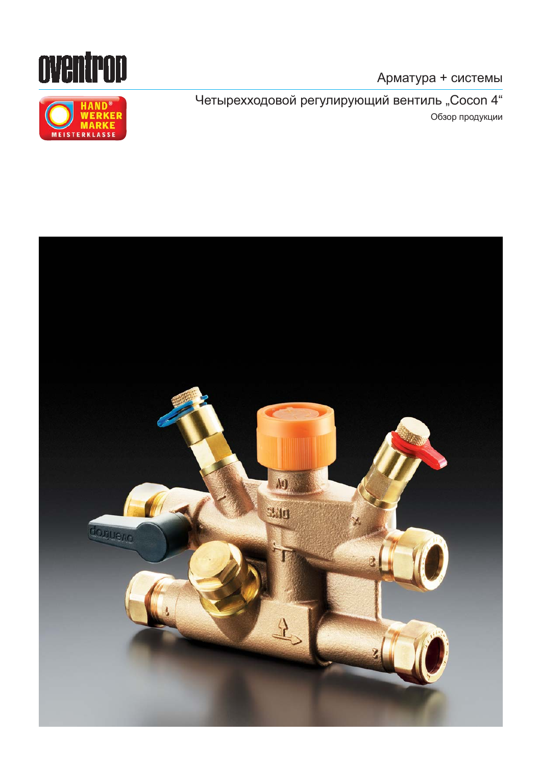Арматура + системы

# Четырехходовой регулирующий вентиль „Cocon 4“

Обзор продукции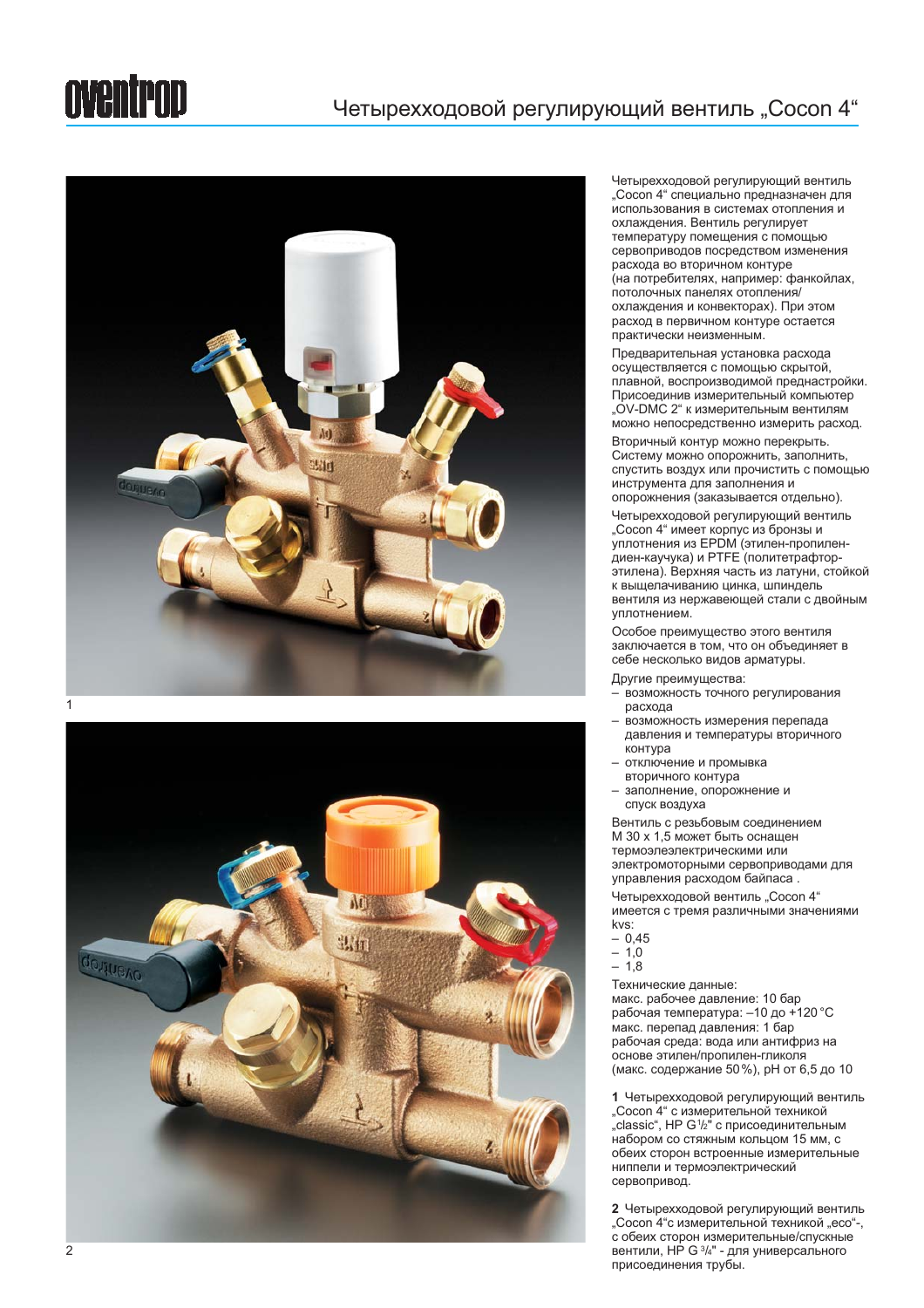# Четырехходовой регулирующий вентиль „Cocon 4“

Четырехходовой регулирующий вентиль „Cocon 4“ специально предназначен для использования в системах отопления и охлаждения. Вентиль регулирует температуру помещения с помощью сервоприводов посредством изменения расхода во вторичном контуре (на потребителях, например: фанкойлах, потолочных панелях отопления/охлаждения и конвекторах). При этом расход в первичном контуре остается практически неизменным.

Предварительная установка расхода осуществляется с помощью скрытой, плавной, воспроизводимой преднастройки. Присоединив измерительный компьютер „OV-DMC 2“ к измерительным вентилям можно непосредственно измерить расход.

Вторичный контур можно перекрыть. Систему можно опорожнить, заполнить, спустить воздух или прочистить с помощью инструмента для заполнения и опорожнения (заказывается отдельно).

Четырехходовой регулирующий вентиль „Cocon 4“ имеет корпус из бронзы и уплотнения из EPDM (этилен-пропилен-диен-каучука) и PTFE (политетрафтор-этилена). Верхняя часть из латуни, стойкой к выщелачиванию цинка, шпиндель вентиля из нержавеющей стали с двойным уплотнением.

Особое преимущество этого вентиля заключается в том, что он объединяет в себе несколько видов арматуры.

Другие преимущества:
- возможность точного регулирования расхода
- возможность измерения перепада давления и температуры вторичного контура
- отключение и промывка вторичного контура
- заполнение, опорожнение и спуск воздуха

Вентиль с резьбовым соединением M 30 x 1,5 может быть оснащен термоэлектрическими или электромоторными сервоприводами для управления расходом байпаса .

Четырехходовой вентиль „Cocon 4“ имеется с тремя различными значениями kvs:
- 0,45
- 1,0
- 1,8

Технические данные:
макс. рабочее давление: 10 бар
рабочая температура: –10 до +120 °C
макс. перепад давления: 1 бар
рабочая среда: вода или антифриз на основе этилен/пропилен-гликоля (макс. содержание 50 %), pH от 6,5 до 10

**1** Четырехходовой регулирующий вентиль „Cocon 4“ с измерительной техникой „classic“, НР G ½" с присоединительным набором со стяжным кольцом 15 мм, с обеих сторон встроенные измерительные ниппели и термоэлектрический сервопривод.

**2** Четырехходовой регулирующий вентиль „Cocon 4“с измерительной техникой „eco“-, с обеих сторон измерительные/спускные вентили, НР G ¾" - для универсального присоединения трубы.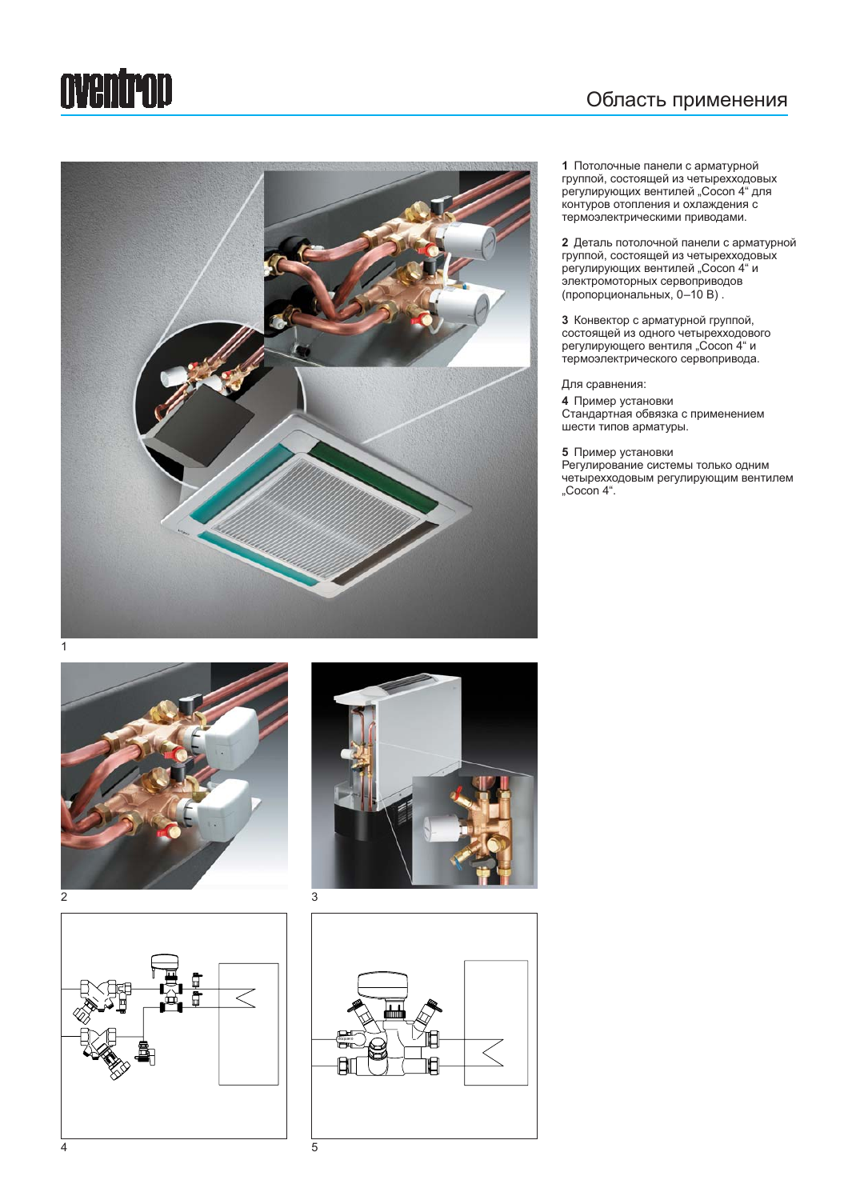# Область применения

1 Потолочные панели с арматурной группой, состоящей из четырехходовых регулирующих вентилей „Cocon 4“ для контуров отопления и охлаждения с термоэлектрическими приводами.

2 Деталь потолочной панели с арматурной группой, состоящей из четырехходовых регулирующих вентилей „Cocon 4“ и электромоторных сервоприводов (пропорциональных, 0–10 В) .

3 Конвектор с арматурной группой, состоящей из одного четырехходового регулирующего вентиля „Cocon 4“ и термоэлектрического сервопривода.

Для сравнения:

4 Пример установки
Стандартная обвязка с применением шести типов арматуры.

5 Пример установки
Регулирование системы только одним четырехходовым регулирующим вентилем „Cocon 4“.

1

2

3

4

5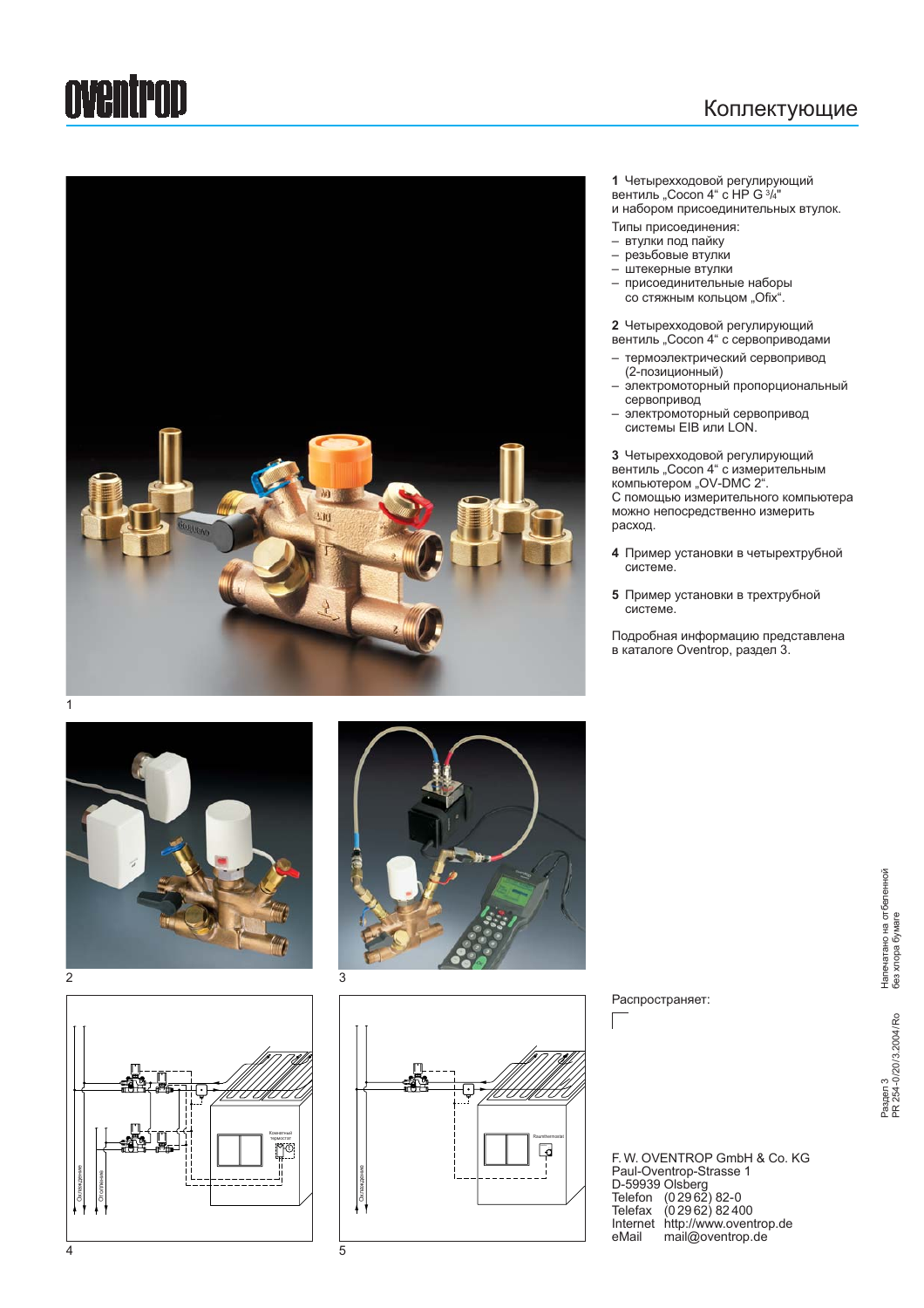# Коплектующие

**1** Четырехходовой регулирующий вентиль „Cocon 4“ с HP G ¾"
и набором присоединительных втулок.

Типы присоединения:

- втулки под пайку
- резьбовые втулки
- штекерные втулки
- присоединительные наборы со стяжным кольцом „Ofix“.

**2** Четырехходовой регулирующий вентиль „Cocon 4“ с сервоприводами

- термоэлектрический сервопривод (2-позиционный)
- электромоторный пропорциональный сервопривод
- электромоторный сервопривод системы EIB или LON.

**3** Четырехходовой регулирующий вентиль „Cocon 4“ с измерительным компьютером „OV-DMC 2“.
С помощью измерительного компьютера можно непосредственно измерить расход.

**4** Пример установки в четырехтрубной системе.

**5** Пример установки в трехтрубной системе.

Подробная информацию представлена в каталоге Oventrop, раздел 3.

1

2

3

4

5

Распространяет:

F. W. OVENTROP GmbH & Co. KG
Paul-Oventrop-Strasse 1
D-59939 Olsberg
Telefon (0 29 62) 82-0
Telefax (0 29 62) 82 400
Internet http://www.oventrop.de
eMail mail@oventrop.de

Напечатано на отбеленной без хлора бумаге

Раздел 3
PR 254-0/20/3.2004/Ro